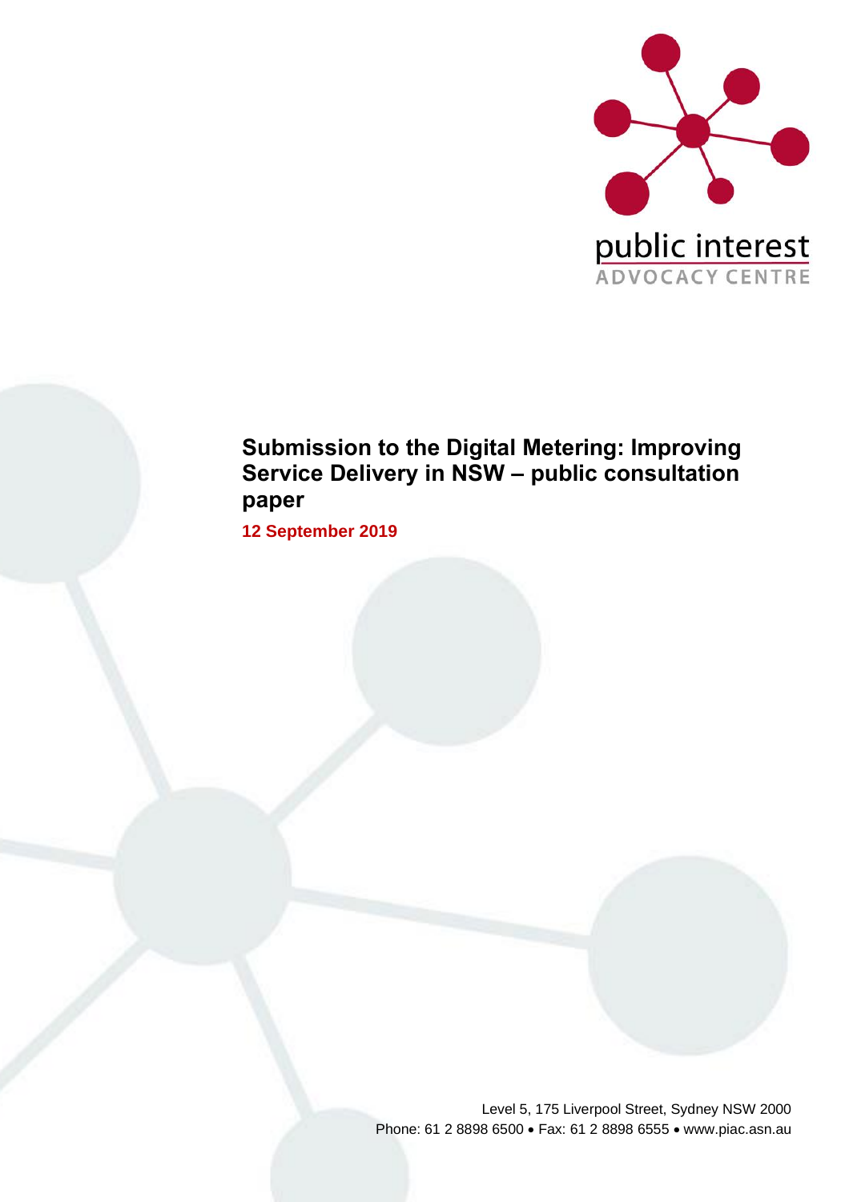public interest
ADVOCACY CENTRE

# Submission to the Digital Metering: Improving Service Delivery in NSW – public consultation paper

**12 September 2019**

Level 5, 175 Liverpool Street, Sydney NSW 2000
Phone: 61 2 8898 6500 • Fax: 61 2 8898 6555 • www.piac.asn.au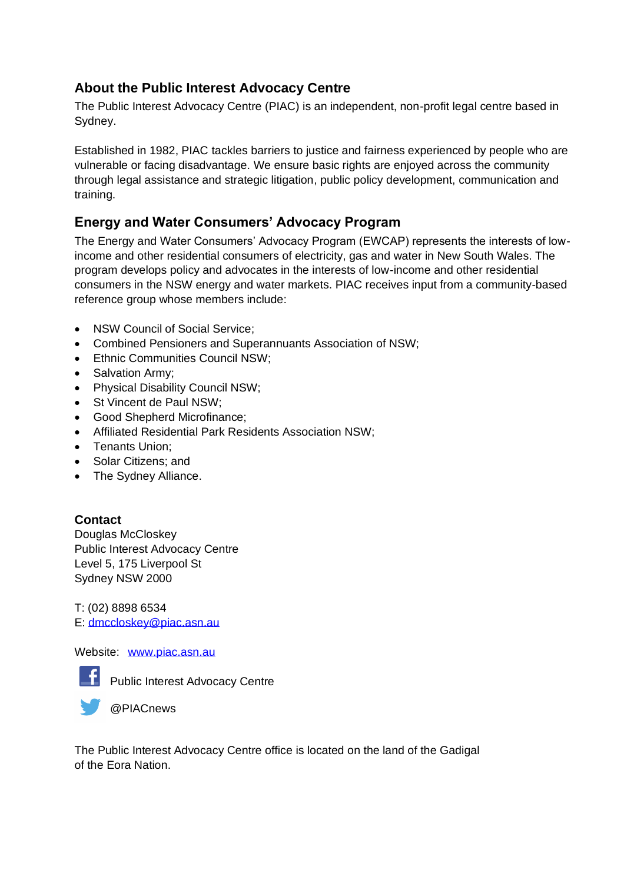## About the Public Interest Advocacy Centre

The Public Interest Advocacy Centre (PIAC) is an independent, non-profit legal centre based in Sydney.

Established in 1982, PIAC tackles barriers to justice and fairness experienced by people who are vulnerable or facing disadvantage. We ensure basic rights are enjoyed across the community through legal assistance and strategic litigation, public policy development, communication and training.

## Energy and Water Consumers' Advocacy Program

The Energy and Water Consumers' Advocacy Program (EWCAP) represents the interests of low-income and other residential consumers of electricity, gas and water in New South Wales. The program develops policy and advocates in the interests of low-income and other residential consumers in the NSW energy and water markets. PIAC receives input from a community-based reference group whose members include:

- NSW Council of Social Service;
- Combined Pensioners and Superannuants Association of NSW;
- Ethnic Communities Council NSW;
- Salvation Army;
- Physical Disability Council NSW;
- St Vincent de Paul NSW;
- Good Shepherd Microfinance;
- Affiliated Residential Park Residents Association NSW;
- Tenants Union;
- Solar Citizens; and
- The Sydney Alliance.

**Contact**

Douglas McCloskey
Public Interest Advocacy Centre
Level 5, 175 Liverpool St
Sydney NSW 2000

T: (02) 8898 6534
E: dmccloskey@piac.asn.au

Website: www.piac.asn.au

Public Interest Advocacy Centre

@PIACnews

The Public Interest Advocacy Centre office is located on the land of the Gadigal of the Eora Nation.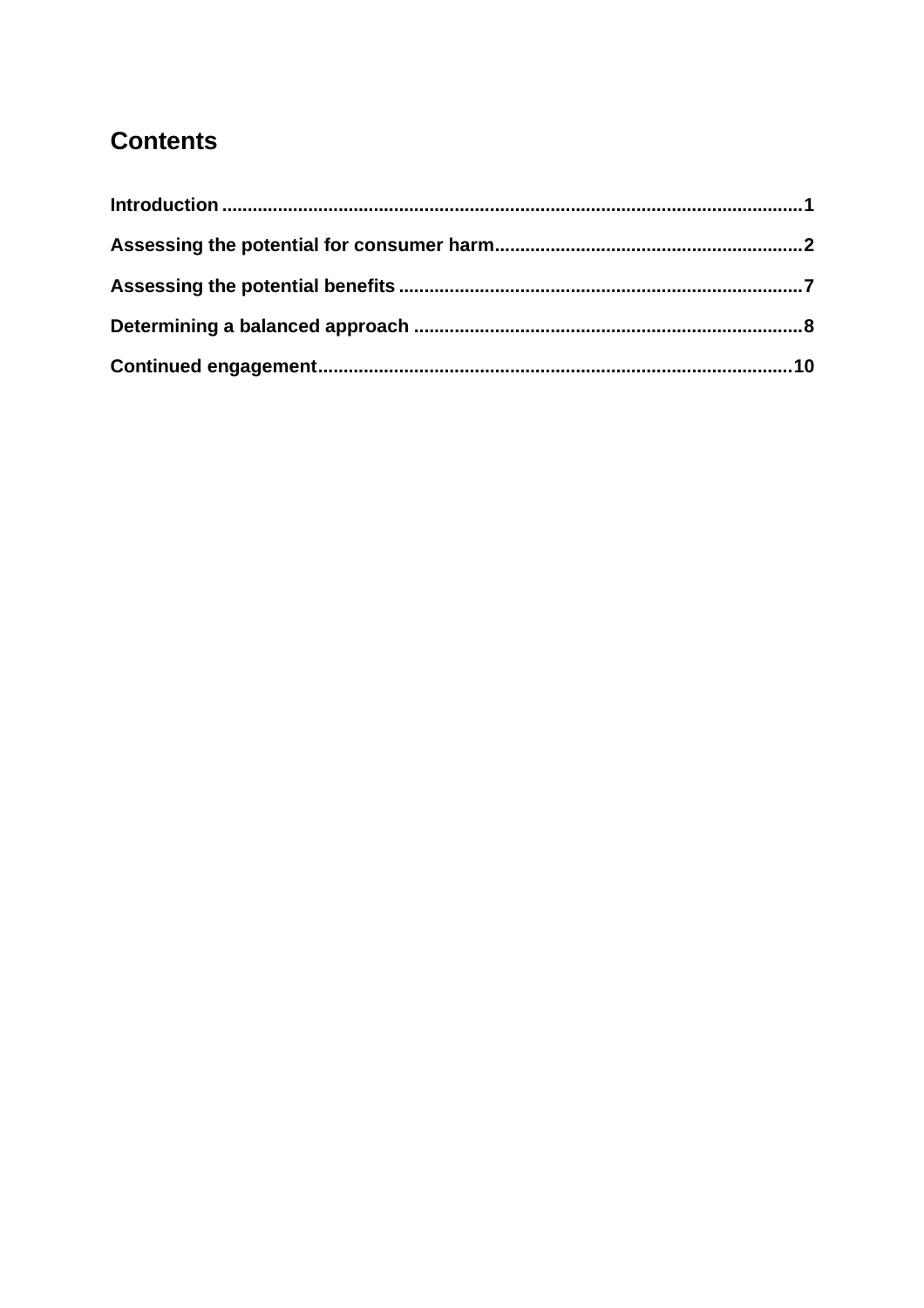## Contents

**Introduction** .......... **1**

**Assessing the potential for consumer harm** .......... **2**

**Assessing the potential benefits** .......... **7**

**Determining a balanced approach** .......... **8**

**Continued engagement** .......... **10**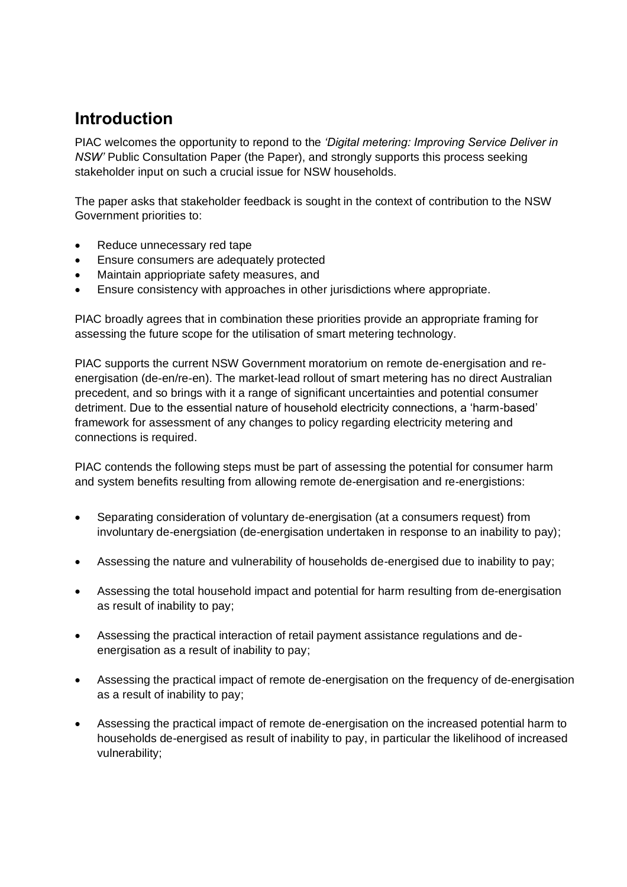## Introduction

PIAC welcomes the opportunity to repond to the *'Digital metering: Improving Service Deliver in NSW'* Public Consultation Paper (the Paper), and strongly supports this process seeking stakeholder input on such a crucial issue for NSW households.

The paper asks that stakeholder feedback is sought in the context of contribution to the NSW Government priorities to:

- Reduce unnecessary red tape
- Ensure consumers are adequately protected
- Maintain appriopriate safety measures, and
- Ensure consistency with approaches in other jurisdictions where appropriate.

PIAC broadly agrees that in combination these priorities provide an appropriate framing for assessing the future scope for the utilisation of smart metering technology.

PIAC supports the current NSW Government moratorium on remote de-energisation and re-energisation (de-en/re-en). The market-lead rollout of smart metering has no direct Australian precedent, and so brings with it a range of significant uncertainties and potential consumer detriment. Due to the essential nature of household electricity connections, a 'harm-based' framework for assessment of any changes to policy regarding electricity metering and connections is required.

PIAC contends the following steps must be part of assessing the potential for consumer harm and system benefits resulting from allowing remote de-energisation and re-energistions:

- Separating consideration of voluntary de-energisation (at a consumers request) from involuntary de-energsiation (de-energisation undertaken in response to an inability to pay);
- Assessing the nature and vulnerability of households de-energised due to inability to pay;
- Assessing the total household impact and potential for harm resulting from de-energisation as result of inability to pay;
- Assessing the practical interaction of retail payment assistance regulations and de-energisation as a result of inability to pay;
- Assessing the practical impact of remote de-energisation on the frequency of de-energisation as a result of inability to pay;
- Assessing the practical impact of remote de-energisation on the increased potential harm to households de-energised as result of inability to pay, in particular the likelihood of increased vulnerability;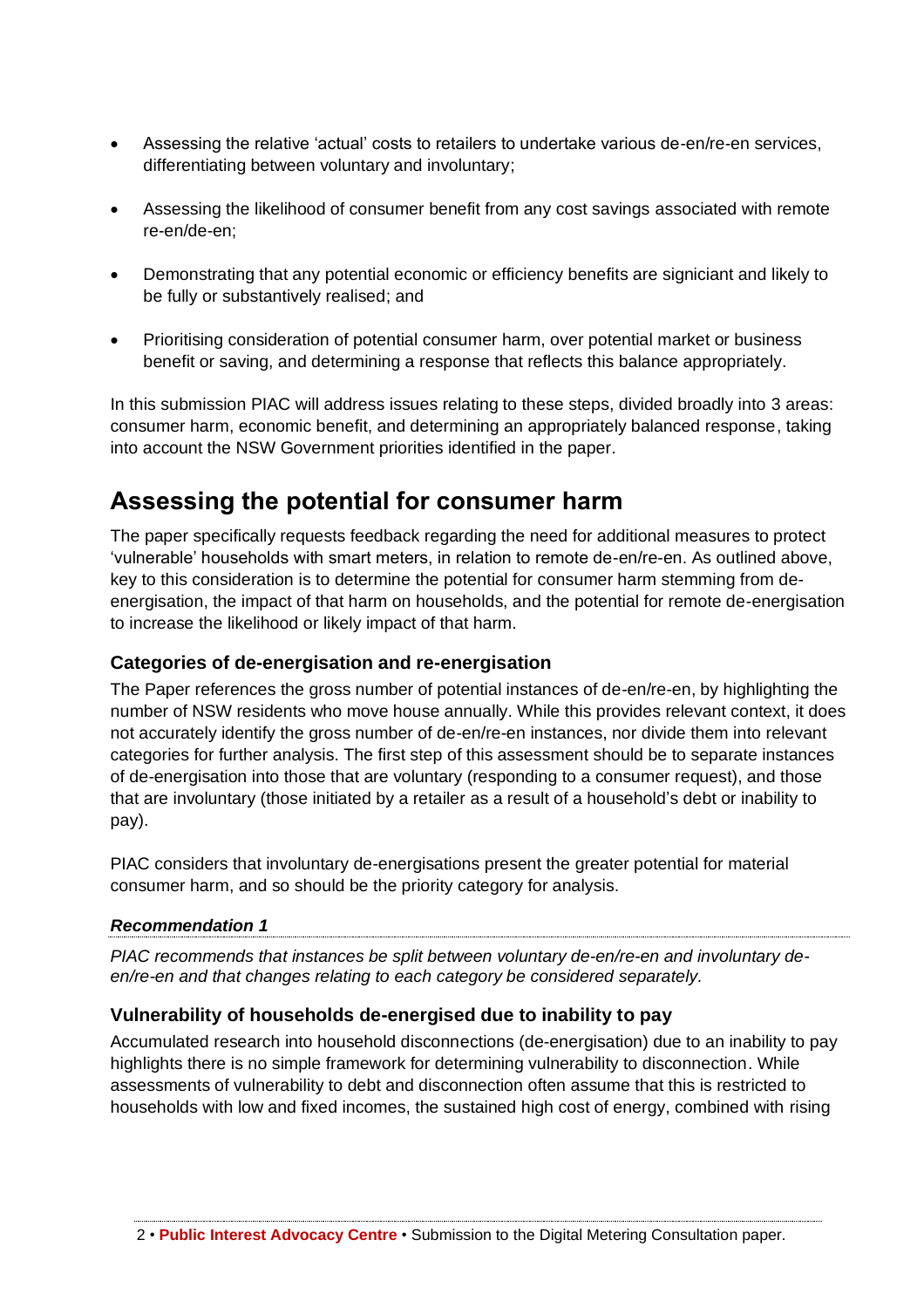- Assessing the relative 'actual' costs to retailers to undertake various de-en/re-en services, differentiating between voluntary and involuntary;
- Assessing the likelihood of consumer benefit from any cost savings associated with remote re-en/de-en;
- Demonstrating that any potential economic or efficiency benefits are signiciant and likely to be fully or substantively realised; and
- Prioritising consideration of potential consumer harm, over potential market or business benefit or saving, and determining a response that reflects this balance appropriately.

In this submission PIAC will address issues relating to these steps, divided broadly into 3 areas: consumer harm, economic benefit, and determining an appropriately balanced response, taking into account the NSW Government priorities identified in the paper.

## Assessing the potential for consumer harm

The paper specifically requests feedback regarding the need for additional measures to protect 'vulnerable' households with smart meters, in relation to remote de-en/re-en. As outlined above, key to this consideration is to determine the potential for consumer harm stemming from de-energisation, the impact of that harm on households, and the potential for remote de-energisation to increase the likelihood or likely impact of that harm.

### Categories of de-energisation and re-energisation

The Paper references the gross number of potential instances of de-en/re-en, by highlighting the number of NSW residents who move house annually. While this provides relevant context, it does not accurately identify the gross number of de-en/re-en instances, nor divide them into relevant categories for further analysis. The first step of this assessment should be to separate instances of de-energisation into those that are voluntary (responding to a consumer request), and those that are involuntary (those initiated by a retailer as a result of a household's debt or inability to pay).

PIAC considers that involuntary de-energisations present the greater potential for material consumer harm, and so should be the priority category for analysis.

***Recommendation 1***

*PIAC recommends that instances be split between voluntary de-en/re-en and involuntary de-en/re-en and that changes relating to each category be considered separately.*

### Vulnerability of households de-energised due to inability to pay

Accumulated research into household disconnections (de-energisation) due to an inability to pay highlights there is no simple framework for determining vulnerability to disconnection. While assessments of vulnerability to debt and disconnection often assume that this is restricted to households with low and fixed incomes, the sustained high cost of energy, combined with rising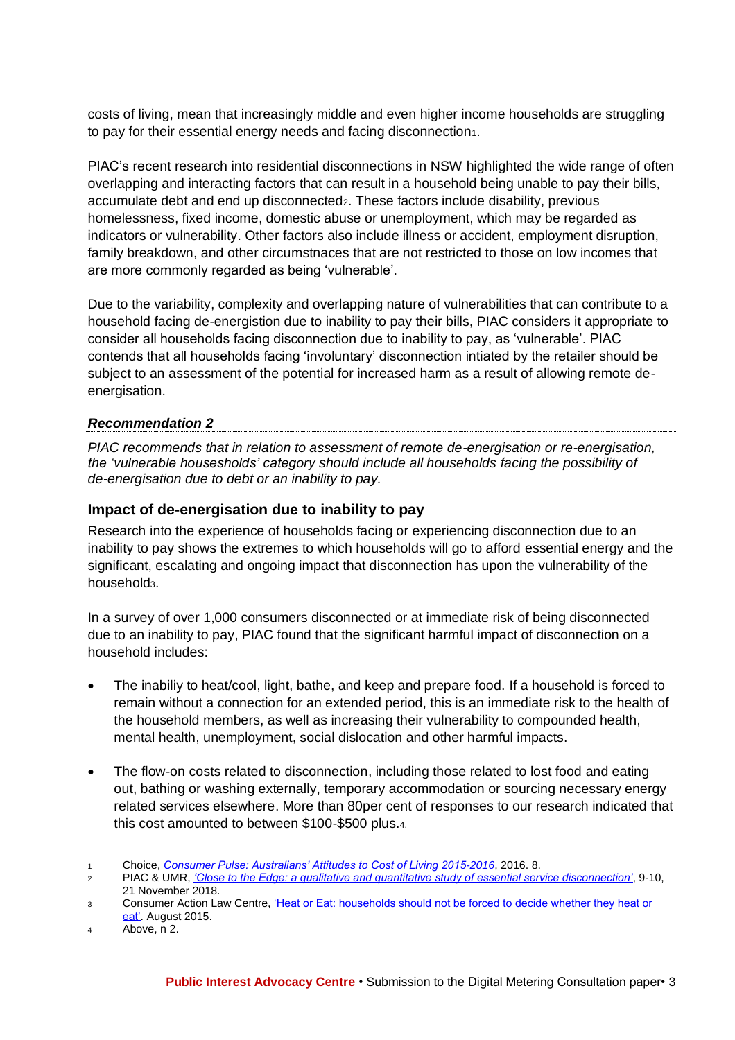costs of living, mean that increasingly middle and even higher income households are struggling to pay for their essential energy needs and facing disconnection[1].

PIAC's recent research into residential disconnections in NSW highlighted the wide range of often overlapping and interacting factors that can result in a household being unable to pay their bills, accumulate debt and end up disconnected[2]. These factors include disability, previous homelessness, fixed income, domestic abuse or unemployment, which may be regarded as indicators or vulnerability. Other factors also include illness or accident, employment disruption, family breakdown, and other circumstnaces that are not restricted to those on low incomes that are more commonly regarded as being 'vulnerable'.

Due to the variability, complexity and overlapping nature of vulnerabilities that can contribute to a household facing de-energistion due to inability to pay their bills, PIAC considers it appropriate to consider all households facing disconnection due to inability to pay, as 'vulnerable'. PIAC contends that all households facing 'involuntary' disconnection intiated by the retailer should be subject to an assessment of the potential for increased harm as a result of allowing remote de-energisation.

***Recommendation 2***

*PIAC recommends that in relation to assessment of remote de-energisation or re-energisation, the 'vulnerable housesholds' category should include all households facing the possibility of de-energisation due to debt or an inability to pay.*

### Impact of de-energisation due to inability to pay

Research into the experience of households facing or experiencing disconnection due to an inability to pay shows the extremes to which households will go to afford essential energy and the significant, escalating and ongoing impact that disconnection has upon the vulnerability of the household[3].

In a survey of over 1,000 consumers disconnected or at immediate risk of being disconnected due to an inability to pay, PIAC found that the significant harmful impact of disconnection on a household includes:

- The inabiliy to heat/cool, light, bathe, and keep and prepare food. If a household is forced to remain without a connection for an extended period, this is an immediate risk to the health of the household members, as well as increasing their vulnerability to compounded health, mental health, unemployment, social dislocation and other harmful impacts.
- The flow-on costs related to disconnection, including those related to lost food and eating out, bathing or washing externally, temporary accommodation or sourcing necessary energy related services elsewhere. More than 80per cent of responses to our research indicated that this cost amounted to between $100-$500 plus.[4]

---

1 Choice, *Consumer Pulse: Australians' Attitudes to Cost of Living 2015-2016*, 2016. 8.

2 PIAC & UMR, *'Close to the Edge: a qualitative and quantitative study of essential service disconnection'*, 9-10, 21 November 2018.

3 Consumer Action Law Centre, 'Heat or Eat: households should not be forced to decide whether they heat or eat'. August 2015.

4 Above, n 2.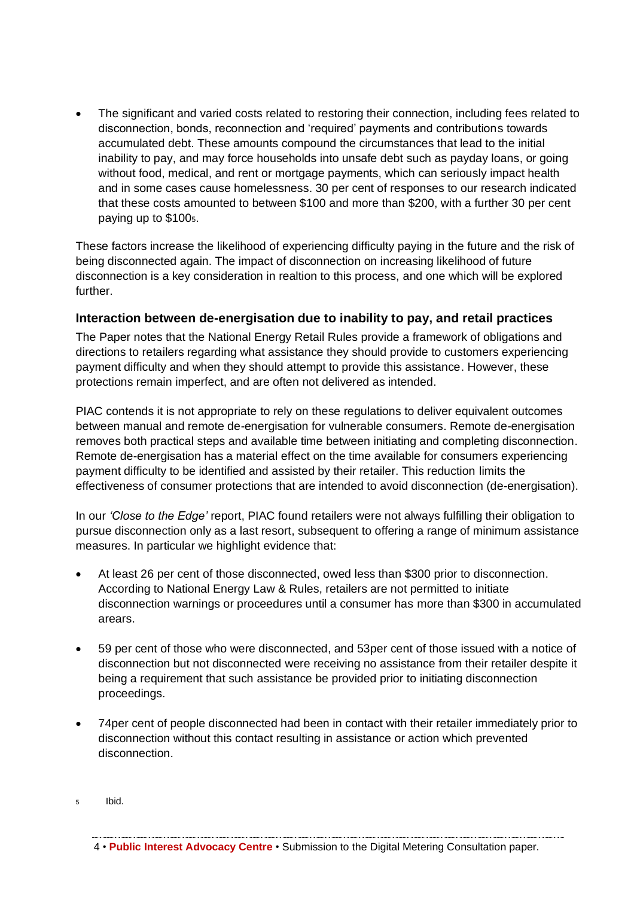- The significant and varied costs related to restoring their connection, including fees related to disconnection, bonds, reconnection and 'required' payments and contributions towards accumulated debt. These amounts compound the circumstances that lead to the initial inability to pay, and may force households into unsafe debt such as payday loans, or going without food, medical, and rent or mortgage payments, which can seriously impact health and in some cases cause homelessness. 30 per cent of responses to our research indicated that these costs amounted to between \$100 and more than \$200, with a further 30 per cent paying up to \$100[5].

These factors increase the likelihood of experiencing difficulty paying in the future and the risk of being disconnected again. The impact of disconnection on increasing likelihood of future disconnection is a key consideration in realtion to this process, and one which will be explored further.

### Interaction between de-energisation due to inability to pay, and retail practices

The Paper notes that the National Energy Retail Rules provide a framework of obligations and directions to retailers regarding what assistance they should provide to customers experiencing payment difficulty and when they should attempt to provide this assistance. However, these protections remain imperfect, and are often not delivered as intended.

PIAC contends it is not appropriate to rely on these regulations to deliver equivalent outcomes between manual and remote de-energisation for vulnerable consumers. Remote de-energisation removes both practical steps and available time between initiating and completing disconnection. Remote de-energisation has a material effect on the time available for consumers experiencing payment difficulty to be identified and assisted by their retailer. This reduction limits the effectiveness of consumer protections that are intended to avoid disconnection (de-energisation).

In our *'Close to the Edge'* report, PIAC found retailers were not always fulfilling their obligation to pursue disconnection only as a last resort, subsequent to offering a range of minimum assistance measures. In particular we highlight evidence that:

- At least 26 per cent of those disconnected, owed less than \$300 prior to disconnection. According to National Energy Law & Rules, retailers are not permitted to initiate disconnection warnings or proceedures until a consumer has more than \$300 in accumulated arears.

- 59 per cent of those who were disconnected, and 53per cent of those issued with a notice of disconnection but not disconnected were receiving no assistance from their retailer despite it being a requirement that such assistance be provided prior to initiating disconnection proceedings.

- 74per cent of people disconnected had been in contact with their retailer immediately prior to disconnection without this contact resulting in assistance or action which prevented disconnection.

[5] Ibid.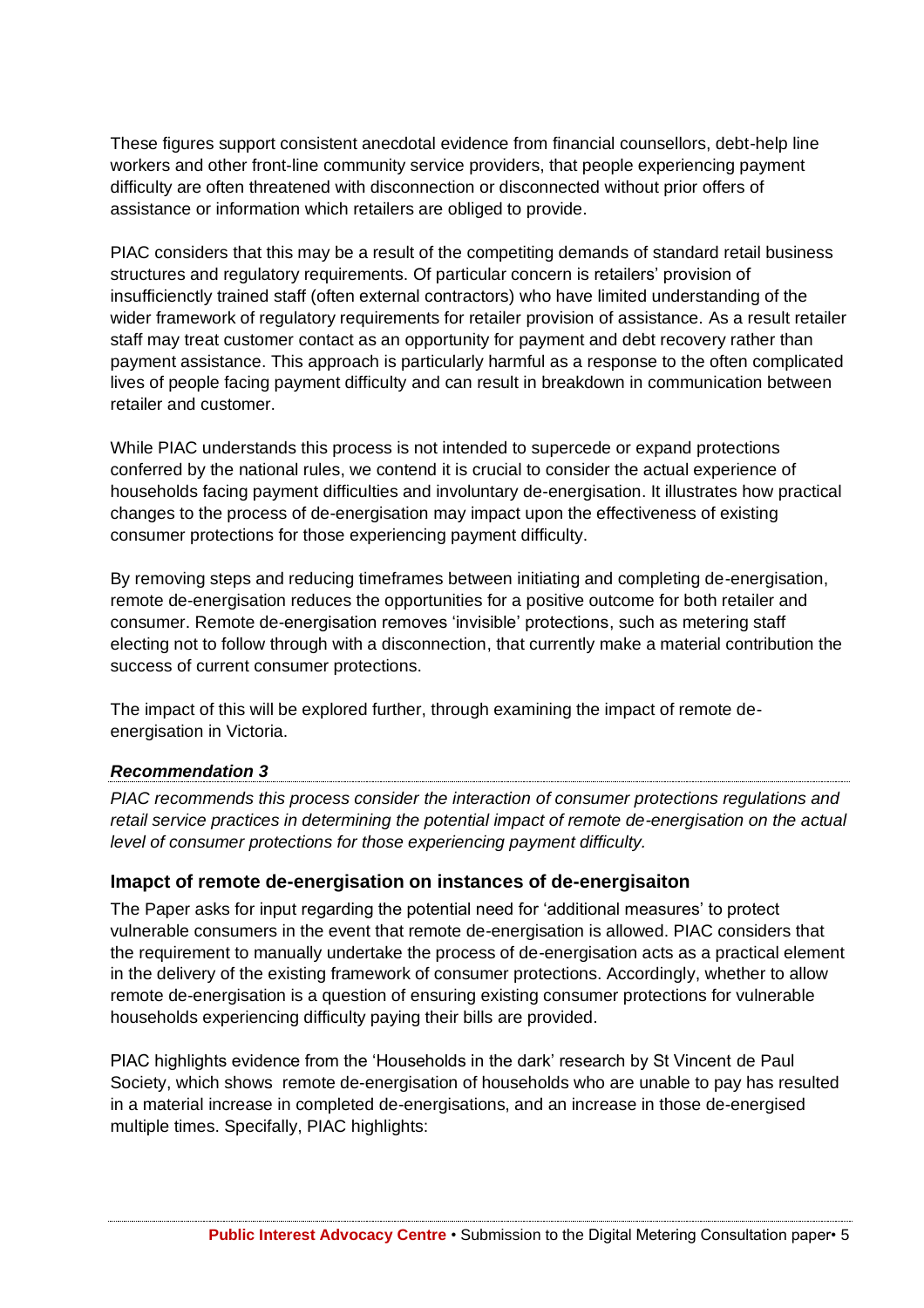These figures support consistent anecdotal evidence from financial counsellors, debt-help line workers and other front-line community service providers, that people experiencing payment difficulty are often threatened with disconnection or disconnected without prior offers of assistance or information which retailers are obliged to provide.

PIAC considers that this may be a result of the competiting demands of standard retail business structures and regulatory requirements. Of particular concern is retailers' provision of insufficienctly trained staff (often external contractors) who have limited understanding of the wider framework of regulatory requirements for retailer provision of assistance. As a result retailer staff may treat customer contact as an opportunity for payment and debt recovery rather than payment assistance. This approach is particularly harmful as a response to the often complicated lives of people facing payment difficulty and can result in breakdown in communication between retailer and customer.

While PIAC understands this process is not intended to supercede or expand protections conferred by the national rules, we contend it is crucial to consider the actual experience of households facing payment difficulties and involuntary de-energisation. It illustrates how practical changes to the process of de-energisation may impact upon the effectiveness of existing consumer protections for those experiencing payment difficulty.

By removing steps and reducing timeframes between initiating and completing de-energisation, remote de-energisation reduces the opportunities for a positive outcome for both retailer and consumer. Remote de-energisation removes 'invisible' protections, such as metering staff electing not to follow through with a disconnection, that currently make a material contribution the success of current consumer protections.

The impact of this will be explored further, through examining the impact of remote de-energisation in Victoria.

***Recommendation 3***

*PIAC recommends this process consider the interaction of consumer protections regulations and retail service practices in determining the potential impact of remote de-energisation on the actual level of consumer protections for those experiencing payment difficulty.*

### Imapct of remote de-energisation on instances of de-energisaiton

The Paper asks for input regarding the potential need for 'additional measures' to protect vulnerable consumers in the event that remote de-energisation is allowed. PIAC considers that the requirement to manually undertake the process of de-energisation acts as a practical element in the delivery of the existing framework of consumer protections. Accordingly, whether to allow remote de-energisation is a question of ensuring existing consumer protections for vulnerable households experiencing difficulty paying their bills are provided.

PIAC highlights evidence from the 'Households in the dark' research by St Vincent de Paul Society, which shows remote de-energisation of households who are unable to pay has resulted in a material increase in completed de-energisations, and an increase in those de-energised multiple times. Specifally, PIAC highlights: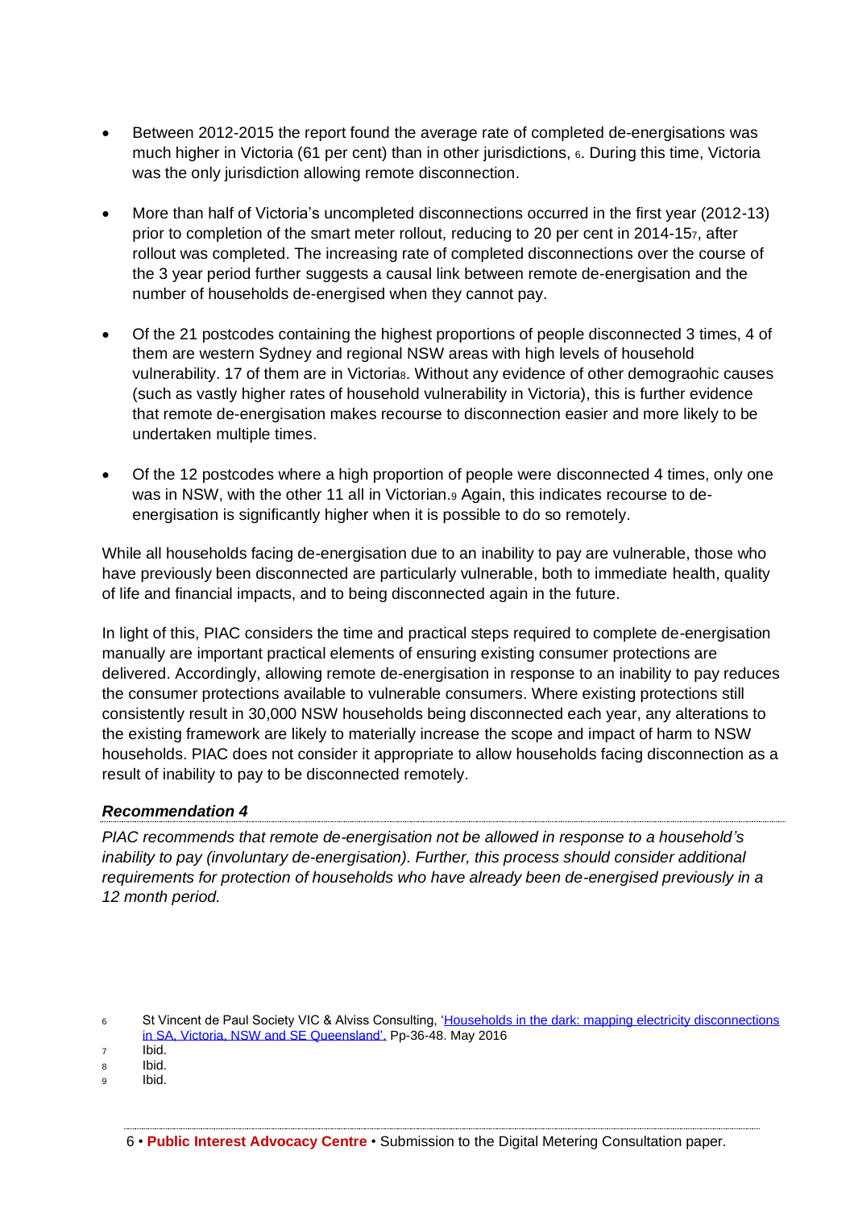- Between 2012-2015 the report found the average rate of completed de-energisations was much higher in Victoria (61 per cent) than in other jurisdictions, [6]. During this time, Victoria was the only jurisdiction allowing remote disconnection.

- More than half of Victoria's uncompleted disconnections occurred in the first year (2012-13) prior to completion of the smart meter rollout, reducing to 20 per cent in 2014-15[7], after rollout was completed. The increasing rate of completed disconnections over the course of the 3 year period further suggests a causal link between remote de-energisation and the number of households de-energised when they cannot pay.

- Of the 21 postcodes containing the highest proportions of people disconnected 3 times, 4 of them are western Sydney and regional NSW areas with high levels of household vulnerability. 17 of them are in Victoria[8]. Without any evidence of other demograohic causes (such as vastly higher rates of household vulnerability in Victoria), this is further evidence that remote de-energisation makes recourse to disconnection easier and more likely to be undertaken multiple times.

- Of the 12 postcodes where a high proportion of people were disconnected 4 times, only one was in NSW, with the other 11 all in Victorian.[9] Again, this indicates recourse to de-energisation is significantly higher when it is possible to do so remotely.

While all households facing de-energisation due to an inability to pay are vulnerable, those who have previously been disconnected are particularly vulnerable, both to immediate health, quality of life and financial impacts, and to being disconnected again in the future.

In light of this, PIAC considers the time and practical steps required to complete de-energisation manually are important practical elements of ensuring existing consumer protections are delivered. Accordingly, allowing remote de-energisation in response to an inability to pay reduces the consumer protections available to vulnerable consumers. Where existing protections still consistently result in 30,000 NSW households being disconnected each year, any alterations to the existing framework are likely to materially increase the scope and impact of harm to NSW households. PIAC does not consider it appropriate to allow households facing disconnection as a result of inability to pay to be disconnected remotely.

***Recommendation 4***

*PIAC recommends that remote de-energisation not be allowed in response to a household's inability to pay (involuntary de-energisation). Further, this process should consider additional requirements for protection of households who have already been de-energised previously in a 12 month period.*

[6] St Vincent de Paul Society VIC & Alviss Consulting, 'Households in the dark: mapping electricity disconnections in SA, Victoria, NSW and SE Queensland'. Pp-36-48. May 2016

[7] Ibid.

[8] Ibid.

[9] Ibid.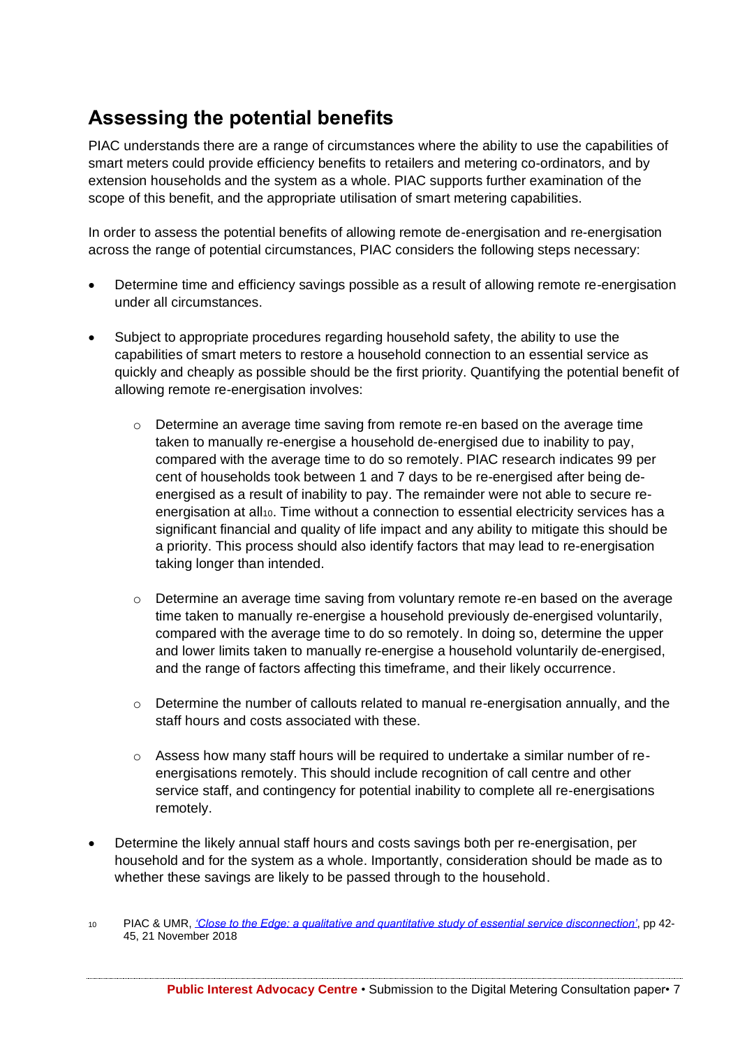## Assessing the potential benefits

PIAC understands there are a range of circumstances where the ability to use the capabilities of smart meters could provide efficiency benefits to retailers and metering co-ordinators, and by extension households and the system as a whole. PIAC supports further examination of the scope of this benefit, and the appropriate utilisation of smart metering capabilities.

In order to assess the potential benefits of allowing remote de-energisation and re-energisation across the range of potential circumstances, PIAC considers the following steps necessary:

- Determine time and efficiency savings possible as a result of allowing remote re-energisation under all circumstances.
- Subject to appropriate procedures regarding household safety, the ability to use the capabilities of smart meters to restore a household connection to an essential service as quickly and cheaply as possible should be the first priority. Quantifying the potential benefit of allowing remote re-energisation involves:
  - Determine an average time saving from remote re-en based on the average time taken to manually re-energise a household de-energised due to inability to pay, compared with the average time to do so remotely. PIAC research indicates 99 per cent of households took between 1 and 7 days to be re-energised after being de-energised as a result of inability to pay. The remainder were not able to secure re-energisation at all[10]. Time without a connection to essential electricity services has a significant financial and quality of life impact and any ability to mitigate this should be a priority. This process should also identify factors that may lead to re-energisation taking longer than intended.
  - Determine an average time saving from voluntary remote re-en based on the average time taken to manually re-energise a household previously de-energised voluntarily, compared with the average time to do so remotely. In doing so, determine the upper and lower limits taken to manually re-energise a household voluntarily de-energised, and the range of factors affecting this timeframe, and their likely occurrence.
  - Determine the number of callouts related to manual re-energisation annually, and the staff hours and costs associated with these.
  - Assess how many staff hours will be required to undertake a similar number of re-energisations remotely. This should include recognition of call centre and other service staff, and contingency for potential inability to complete all re-energisations remotely.
- Determine the likely annual staff hours and costs savings both per re-energisation, per household and for the system as a whole. Importantly, consideration should be made as to whether these savings are likely to be passed through to the household.

[10] PIAC & UMR, *'Close to the Edge: a qualitative and quantitative study of essential service disconnection'*, pp 42-45, 21 November 2018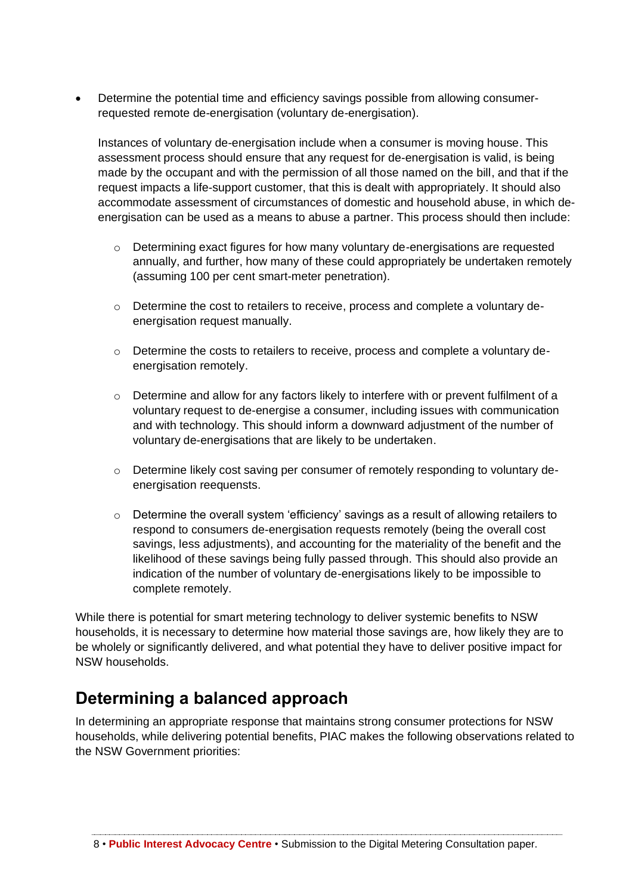- Determine the potential time and efficiency savings possible from allowing consumer-requested remote de-energisation (voluntary de-energisation).

  Instances of voluntary de-energisation include when a consumer is moving house. This assessment process should ensure that any request for de-energisation is valid, is being made by the occupant and with the permission of all those named on the bill, and that if the request impacts a life-support customer, that this is dealt with appropriately. It should also accommodate assessment of circumstances of domestic and household abuse, in which de-energisation can be used as a means to abuse a partner. This process should then include:

  - Determining exact figures for how many voluntary de-energisations are requested annually, and further, how many of these could appropriately be undertaken remotely (assuming 100 per cent smart-meter penetration).
  - Determine the cost to retailers to receive, process and complete a voluntary de-energisation request manually.
  - Determine the costs to retailers to receive, process and complete a voluntary de-energisation remotely.
  - Determine and allow for any factors likely to interfere with or prevent fulfilment of a voluntary request to de-energise a consumer, including issues with communication and with technology. This should inform a downward adjustment of the number of voluntary de-energisations that are likely to be undertaken.
  - Determine likely cost saving per consumer of remotely responding to voluntary de-energisation reequensts.
  - Determine the overall system 'efficiency' savings as a result of allowing retailers to respond to consumers de-energisation requests remotely (being the overall cost savings, less adjustments), and accounting for the materiality of the benefit and the likelihood of these savings being fully passed through. This should also provide an indication of the number of voluntary de-energisations likely to be impossible to complete remotely.

While there is potential for smart metering technology to deliver systemic benefits to NSW households, it is necessary to determine how material those savings are, how likely they are to be wholely or significantly delivered, and what potential they have to deliver positive impact for NSW households.

## Determining a balanced approach

In determining an appropriate response that maintains strong consumer protections for NSW households, while delivering potential benefits, PIAC makes the following observations related to the NSW Government priorities: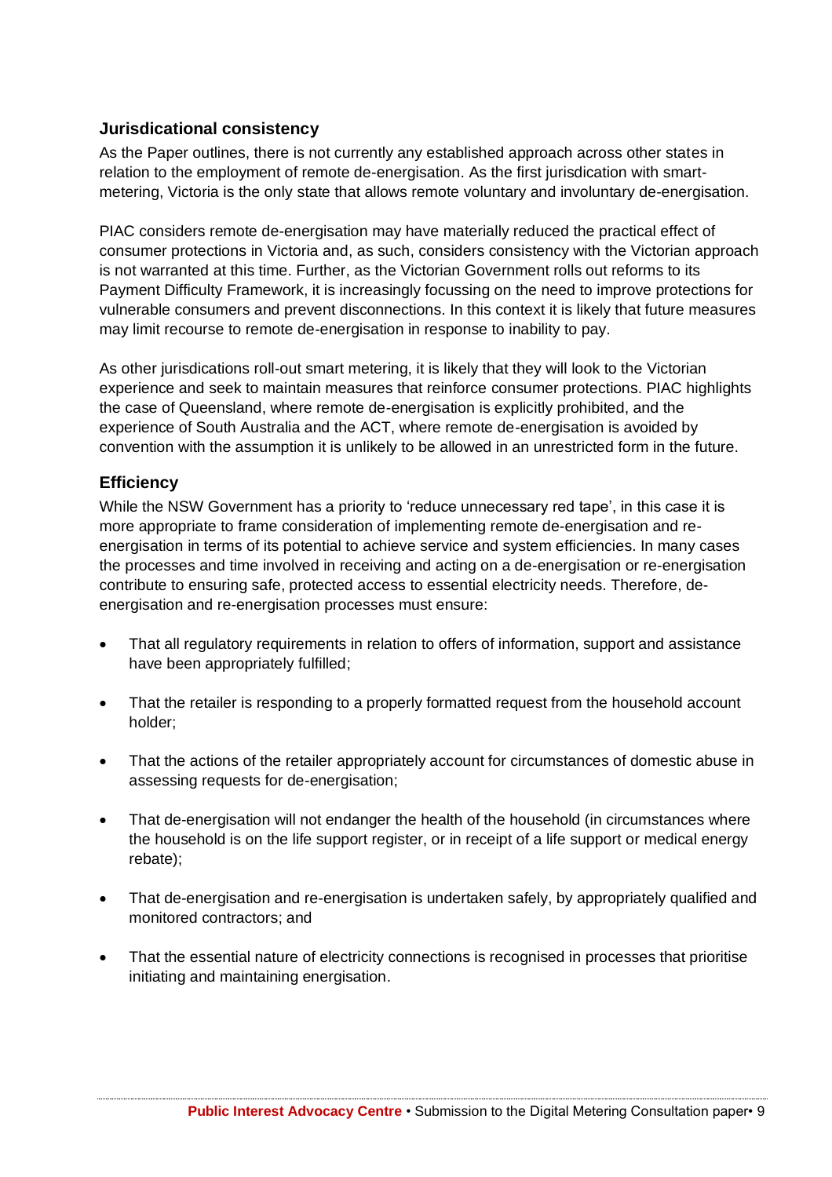### Jurisdicational consistency

As the Paper outlines, there is not currently any established approach across other states in relation to the employment of remote de-energisation. As the first jurisdiction with smart-metering, Victoria is the only state that allows remote voluntary and involuntary de-energisation.

PIAC considers remote de-energisation may have materially reduced the practical effect of consumer protections in Victoria and, as such, considers consistency with the Victorian approach is not warranted at this time. Further, as the Victorian Government rolls out reforms to its Payment Difficulty Framework, it is increasingly focussing on the need to improve protections for vulnerable consumers and prevent disconnections. In this context it is likely that future measures may limit recourse to remote de-energisation in response to inability to pay.

As other jurisdications roll-out smart metering, it is likely that they will look to the Victorian experience and seek to maintain measures that reinforce consumer protections. PIAC highlights the case of Queensland, where remote de-energisation is explicitly prohibited, and the experience of South Australia and the ACT, where remote de-energisation is avoided by convention with the assumption it is unlikely to be allowed in an unrestricted form in the future.

### Efficiency

While the NSW Government has a priority to 'reduce unnecessary red tape', in this case it is more appropriate to frame consideration of implementing remote de-energisation and re-energisation in terms of its potential to achieve service and system efficiencies. In many cases the processes and time involved in receiving and acting on a de-energisation or re-energisation contribute to ensuring safe, protected access to essential electricity needs. Therefore, de-energisation and re-energisation processes must ensure:

- That all regulatory requirements in relation to offers of information, support and assistance have been appropriately fulfilled;
- That the retailer is responding to a properly formatted request from the household account holder;
- That the actions of the retailer appropriately account for circumstances of domestic abuse in assessing requests for de-energisation;
- That de-energisation will not endanger the health of the household (in circumstances where the household is on the life support register, or in receipt of a life support or medical energy rebate);
- That de-energisation and re-energisation is undertaken safely, by appropriately qualified and monitored contractors; and
- That the essential nature of electricity connections is recognised in processes that prioritise initiating and maintaining energisation.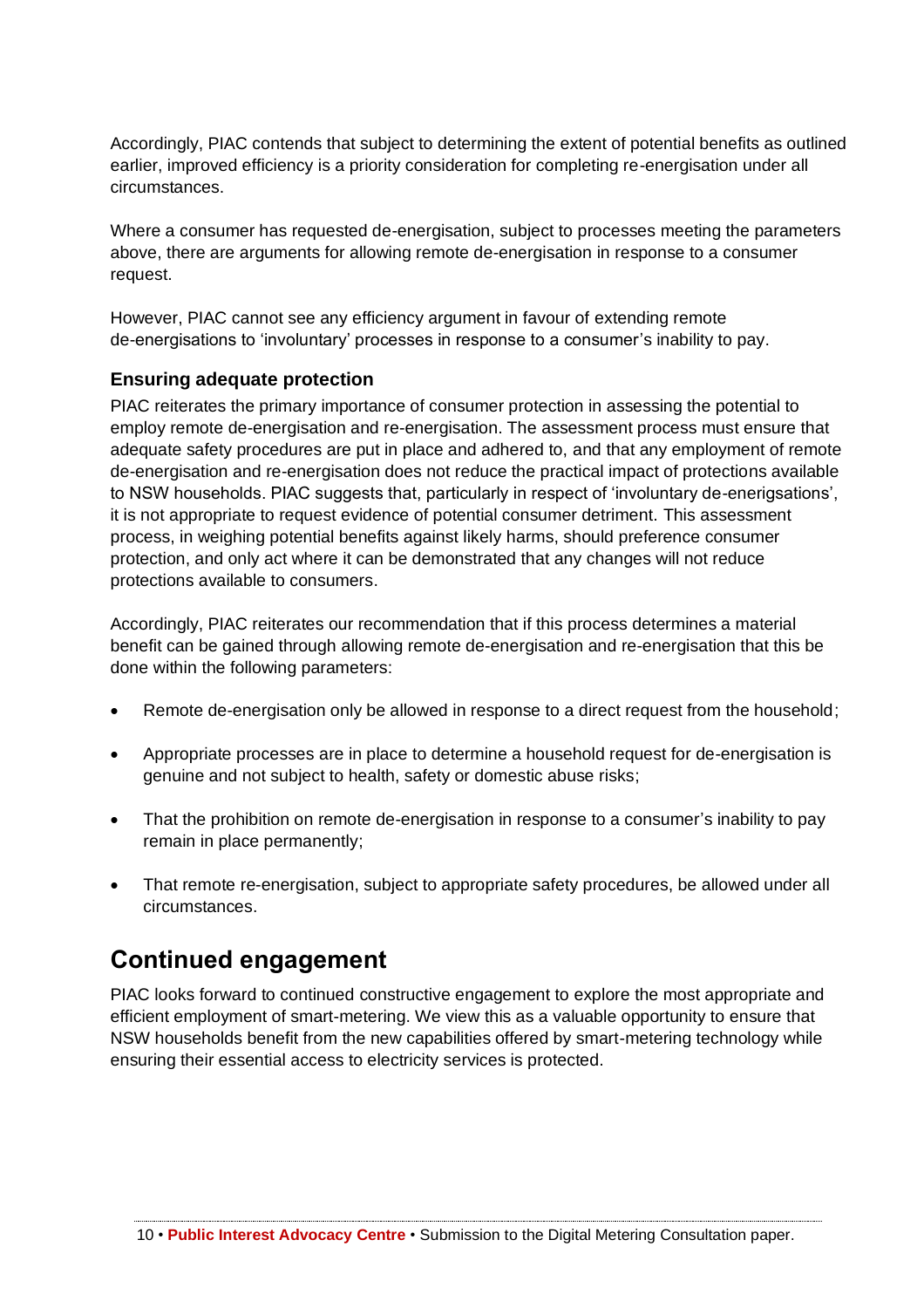Accordingly, PIAC contends that subject to determining the extent of potential benefits as outlined earlier, improved efficiency is a priority consideration for completing re-energisation under all circumstances.

Where a consumer has requested de-energisation, subject to processes meeting the parameters above, there are arguments for allowing remote de-energisation in response to a consumer request.

However, PIAC cannot see any efficiency argument in favour of extending remote de-energisations to 'involuntary' processes in response to a consumer's inability to pay.

### Ensuring adequate protection

PIAC reiterates the primary importance of consumer protection in assessing the potential to employ remote de-energisation and re-energisation. The assessment process must ensure that adequate safety procedures are put in place and adhered to, and that any employment of remote de-energisation and re-energisation does not reduce the practical impact of protections available to NSW households. PIAC suggests that, particularly in respect of 'involuntary de-enerigsations', it is not appropriate to request evidence of potential consumer detriment. This assessment process, in weighing potential benefits against likely harms, should preference consumer protection, and only act where it can be demonstrated that any changes will not reduce protections available to consumers.

Accordingly, PIAC reiterates our recommendation that if this process determines a material benefit can be gained through allowing remote de-energisation and re-energisation that this be done within the following parameters:

- Remote de-energisation only be allowed in response to a direct request from the household;
- Appropriate processes are in place to determine a household request for de-energisation is genuine and not subject to health, safety or domestic abuse risks;
- That the prohibition on remote de-energisation in response to a consumer's inability to pay remain in place permanently;
- That remote re-energisation, subject to appropriate safety procedures, be allowed under all circumstances.

## Continued engagement

PIAC looks forward to continued constructive engagement to explore the most appropriate and efficient employment of smart-metering. We view this as a valuable opportunity to ensure that NSW households benefit from the new capabilities offered by smart-metering technology while ensuring their essential access to electricity services is protected.